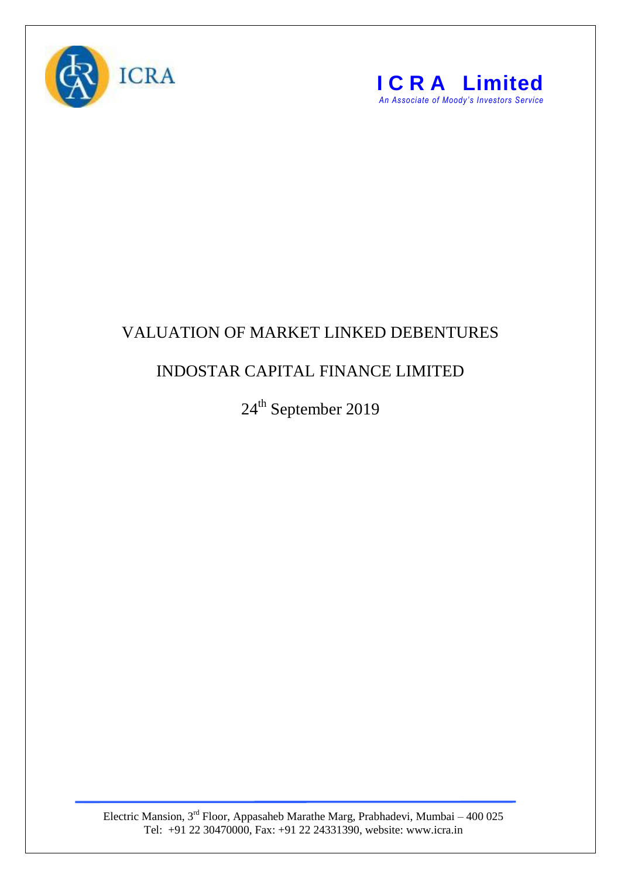ICRA

**I C R A Limited**

*An Associate of Moody's Investors Service*

# VALUATION OF MARKET LINKED DEBENTURES

## INDOSTAR CAPITAL FINANCE LIMITED

24th September 2019

Electric Mansion, 3rd Floor, Appasaheb Marathe Marg, Prabhadevi, Mumbai – 400 025
Tel: +91 22 30470000, Fax: +91 22 24331390, website: www.icra.in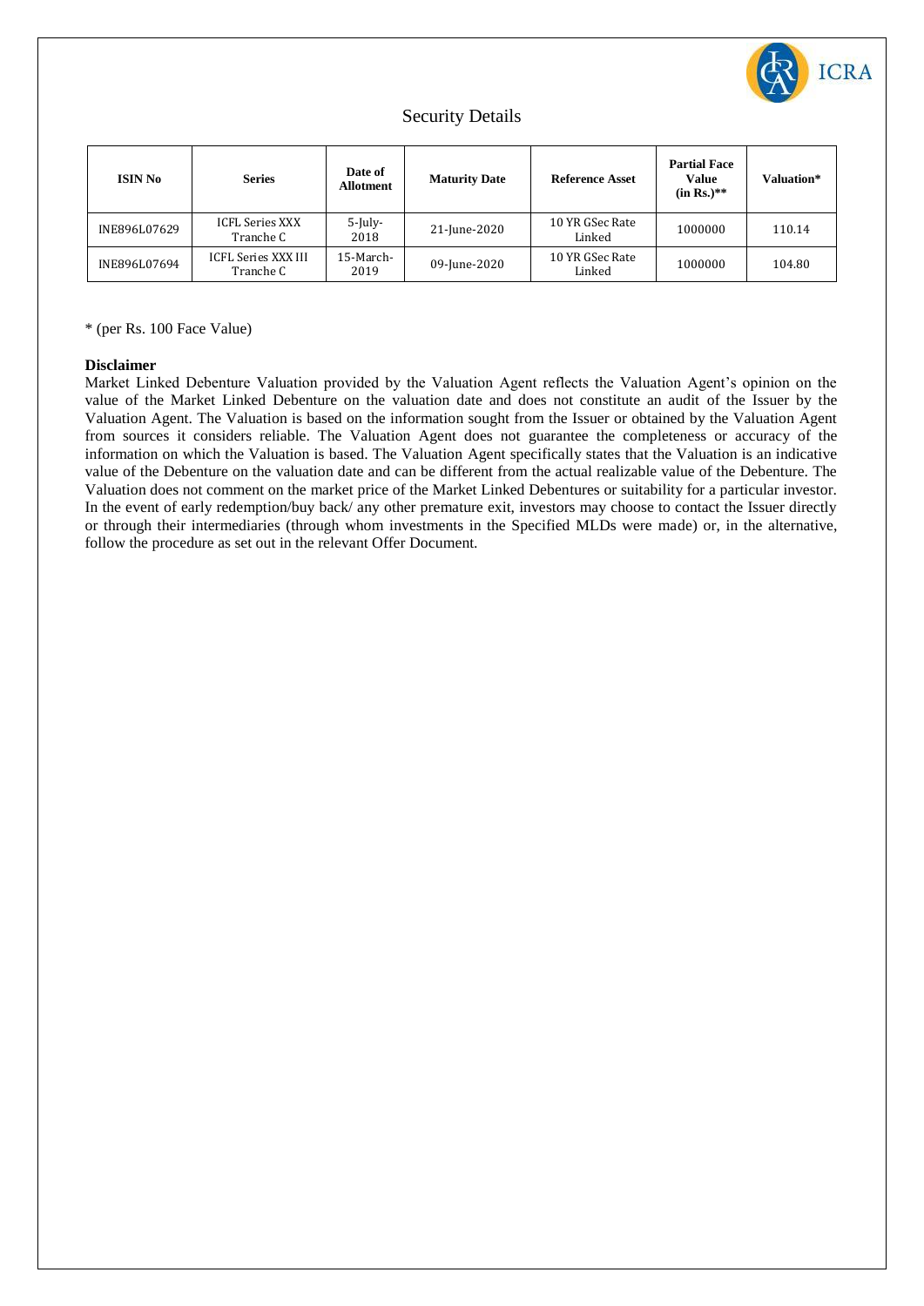## Security Details

| ISIN No | Series | Date of Allotment | Maturity Date | Reference Asset | Partial Face Value (in Rs.)** | Valuation* |
|---|---|---|---|---|---|---|
| INE896L07629 | ICFL Series XXX Tranche C | 5-July-2018 | 21-June-2020 | 10 YR GSec Rate Linked | 1000000 | 110.14 |
| INE896L07694 | ICFL Series XXX III Tranche C | 15-March-2019 | 09-June-2020 | 10 YR GSec Rate Linked | 1000000 | 104.80 |

* (per Rs. 100 Face Value)

**Disclaimer**

Market Linked Debenture Valuation provided by the Valuation Agent reflects the Valuation Agent's opinion on the value of the Market Linked Debenture on the valuation date and does not constitute an audit of the Issuer by the Valuation Agent. The Valuation is based on the information sought from the Issuer or obtained by the Valuation Agent from sources it considers reliable. The Valuation Agent does not guarantee the completeness or accuracy of the information on which the Valuation is based. The Valuation Agent specifically states that the Valuation is an indicative value of the Debenture on the valuation date and can be different from the actual realizable value of the Debenture. The Valuation does not comment on the market price of the Market Linked Debentures or suitability for a particular investor. In the event of early redemption/buy back/ any other premature exit, investors may choose to contact the Issuer directly or through their intermediaries (through whom investments in the Specified MLDs were made) or, in the alternative, follow the procedure as set out in the relevant Offer Document.